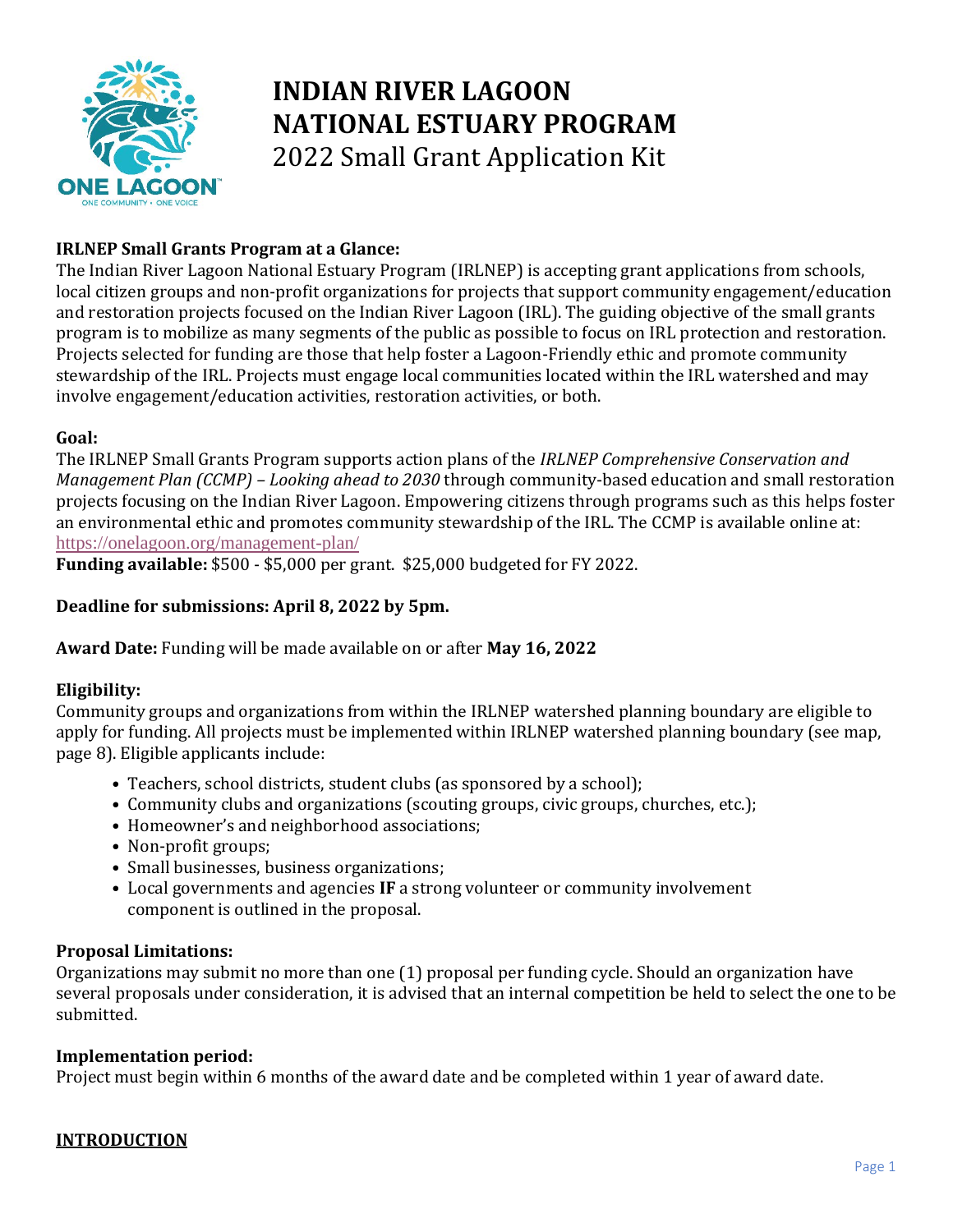# INDIAN RIVER LAGOON NATIONAL ESTUARY PROGRAM

## 2022 Small Grant Application Kit

**IRLNEP Small Grants Program at a Glance:**
The Indian River Lagoon National Estuary Program (IRLNEP) is accepting grant applications from schools, local citizen groups and non-profit organizations for projects that support community engagement/education and restoration projects focused on the Indian River Lagoon (IRL). The guiding objective of the small grants program is to mobilize as many segments of the public as possible to focus on IRL protection and restoration. Projects selected for funding are those that help foster a Lagoon-Friendly ethic and promote community stewardship of the IRL. Projects must engage local communities located within the IRL watershed and may involve engagement/education activities, restoration activities, or both.

**Goal:**
The IRLNEP Small Grants Program supports action plans of the *IRLNEP Comprehensive Conservation and Management Plan (CCMP) – Looking ahead to 2030* through community-based education and small restoration projects focusing on the Indian River Lagoon. Empowering citizens through programs such as this helps foster an environmental ethic and promotes community stewardship of the IRL. The CCMP is available online at: https://onelagoon.org/management-plan/

**Funding available:** $500 - $5,000 per grant. $25,000 budgeted for FY 2022.

**Deadline for submissions: April 8, 2022 by 5pm.**

**Award Date:** Funding will be made available on or after **May 16, 2022**

**Eligibility:**
Community groups and organizations from within the IRLNEP watershed planning boundary are eligible to apply for funding. All projects must be implemented within IRLNEP watershed planning boundary (see map, page 8). Eligible applicants include:

- Teachers, school districts, student clubs (as sponsored by a school);
- Community clubs and organizations (scouting groups, civic groups, churches, etc.);
- Homeowner's and neighborhood associations;
- Non-profit groups;
- Small businesses, business organizations;
- Local governments and agencies **IF** a strong volunteer or community involvement component is outlined in the proposal.

**Proposal Limitations:**
Organizations may submit no more than one (1) proposal per funding cycle. Should an organization have several proposals under consideration, it is advised that an internal competition be held to select the one to be submitted.

**Implementation period:**
Project must begin within 6 months of the award date and be completed within 1 year of award date.

**INTRODUCTION**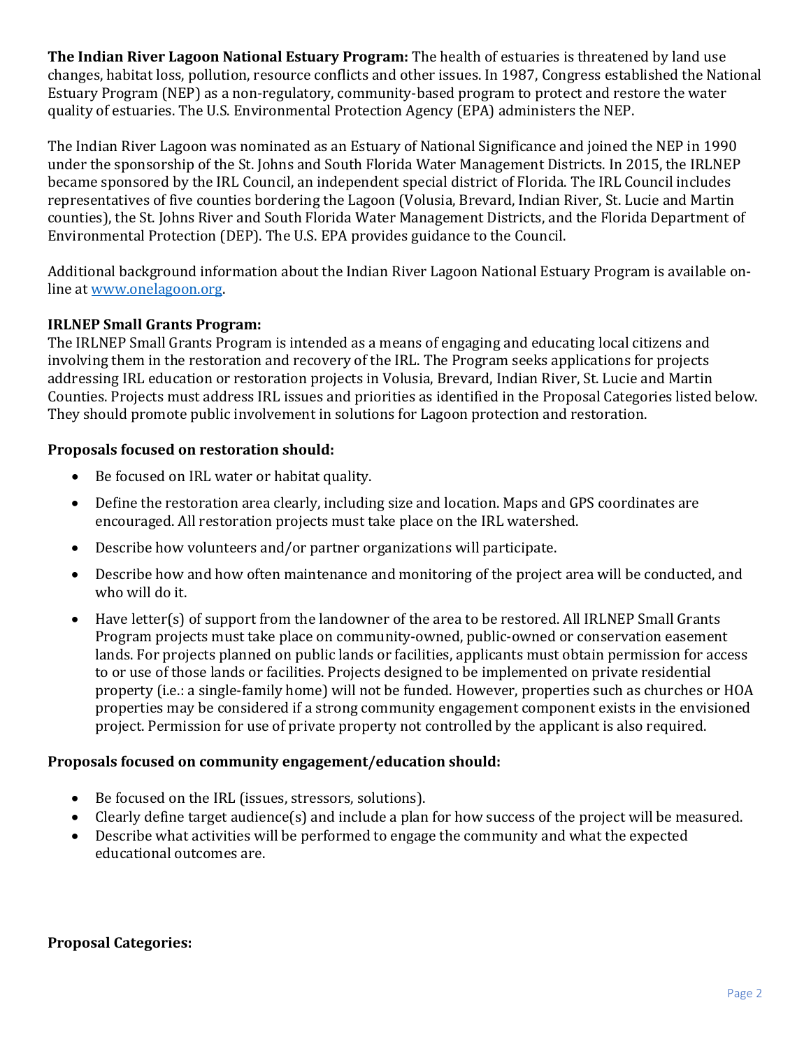**The Indian River Lagoon National Estuary Program:** The health of estuaries is threatened by land use changes, habitat loss, pollution, resource conflicts and other issues. In 1987, Congress established the National Estuary Program (NEP) as a non-regulatory, community-based program to protect and restore the water quality of estuaries. The U.S. Environmental Protection Agency (EPA) administers the NEP.

The Indian River Lagoon was nominated as an Estuary of National Significance and joined the NEP in 1990 under the sponsorship of the St. Johns and South Florida Water Management Districts. In 2015, the IRLNEP became sponsored by the IRL Council, an independent special district of Florida. The IRL Council includes representatives of five counties bordering the Lagoon (Volusia, Brevard, Indian River, St. Lucie and Martin counties), the St. Johns River and South Florida Water Management Districts, and the Florida Department of Environmental Protection (DEP). The U.S. EPA provides guidance to the Council.

Additional background information about the Indian River Lagoon National Estuary Program is available on-line at [www.onelagoon.org](http://www.onelagoon.org).

**IRLNEP Small Grants Program:**

The IRLNEP Small Grants Program is intended as a means of engaging and educating local citizens and involving them in the restoration and recovery of the IRL. The Program seeks applications for projects addressing IRL education or restoration projects in Volusia, Brevard, Indian River, St. Lucie and Martin Counties. Projects must address IRL issues and priorities as identified in the Proposal Categories listed below. They should promote public involvement in solutions for Lagoon protection and restoration.

**Proposals focused on restoration should:**

- Be focused on IRL water or habitat quality.
- Define the restoration area clearly, including size and location. Maps and GPS coordinates are encouraged. All restoration projects must take place on the IRL watershed.
- Describe how volunteers and/or partner organizations will participate.
- Describe how and how often maintenance and monitoring of the project area will be conducted, and who will do it.
- Have letter(s) of support from the landowner of the area to be restored. All IRLNEP Small Grants Program projects must take place on community-owned, public-owned or conservation easement lands. For projects planned on public lands or facilities, applicants must obtain permission for access to or use of those lands or facilities. Projects designed to be implemented on private residential property (i.e.: a single-family home) will not be funded. However, properties such as churches or HOA properties may be considered if a strong community engagement component exists in the envisioned project. Permission for use of private property not controlled by the applicant is also required.

**Proposals focused on community engagement/education should:**

- Be focused on the IRL (issues, stressors, solutions).
- Clearly define target audience(s) and include a plan for how success of the project will be measured.
- Describe what activities will be performed to engage the community and what the expected educational outcomes are.

**Proposal Categories:**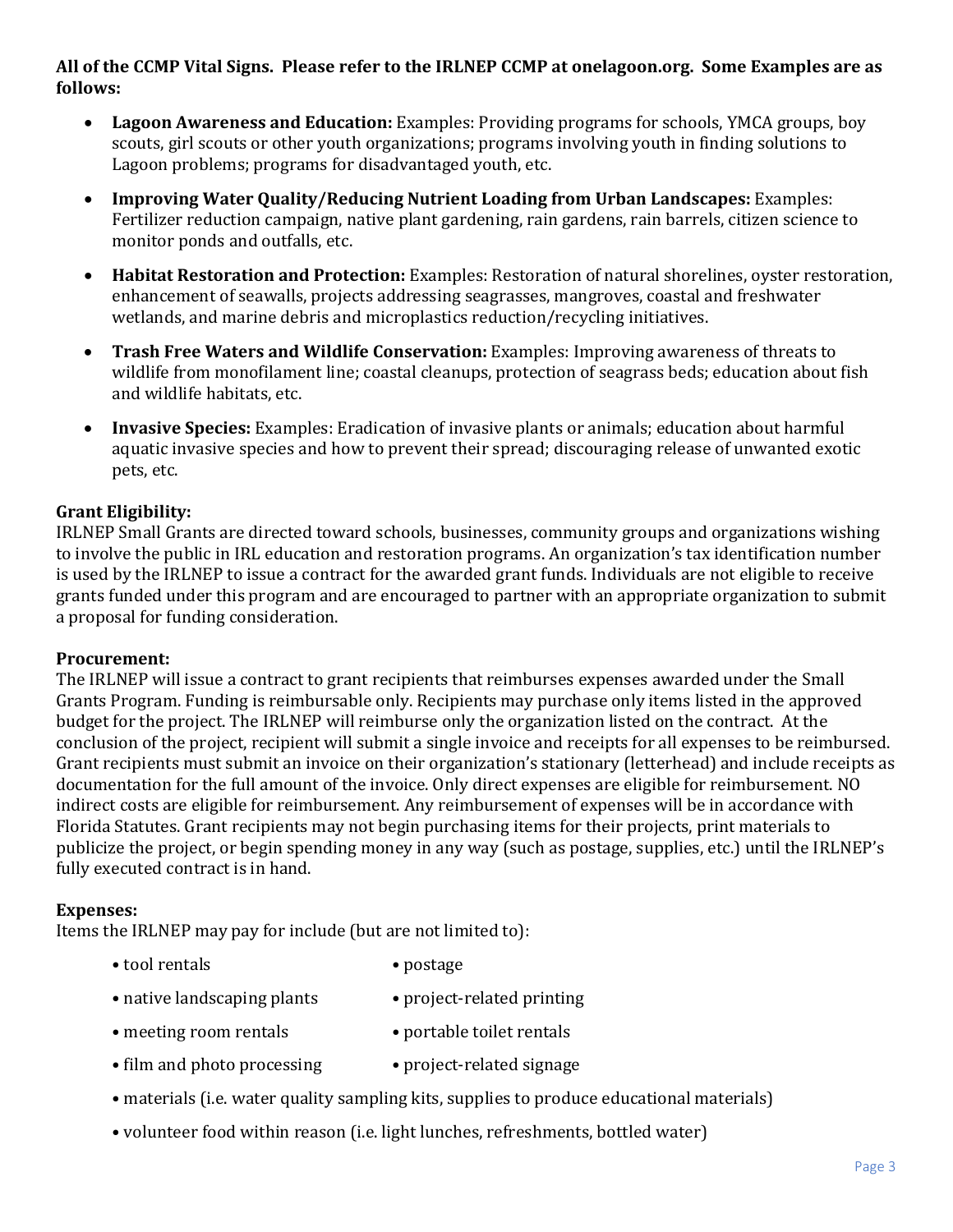**All of the CCMP Vital Signs. Please refer to the IRLNEP CCMP at onelagoon.org. Some Examples are as follows:**

- **Lagoon Awareness and Education:** Examples: Providing programs for schools, YMCA groups, boy scouts, girl scouts or other youth organizations; programs involving youth in finding solutions to Lagoon problems; programs for disadvantaged youth, etc.
- **Improving Water Quality/Reducing Nutrient Loading from Urban Landscapes:** Examples: Fertilizer reduction campaign, native plant gardening, rain gardens, rain barrels, citizen science to monitor ponds and outfalls, etc.
- **Habitat Restoration and Protection:** Examples: Restoration of natural shorelines, oyster restoration, enhancement of seawalls, projects addressing seagrasses, mangroves, coastal and freshwater wetlands, and marine debris and microplastics reduction/recycling initiatives.
- **Trash Free Waters and Wildlife Conservation:** Examples: Improving awareness of threats to wildlife from monofilament line; coastal cleanups, protection of seagrass beds; education about fish and wildlife habitats, etc.
- **Invasive Species:** Examples: Eradication of invasive plants or animals; education about harmful aquatic invasive species and how to prevent their spread; discouraging release of unwanted exotic pets, etc.

**Grant Eligibility:**

IRLNEP Small Grants are directed toward schools, businesses, community groups and organizations wishing to involve the public in IRL education and restoration programs. An organization's tax identification number is used by the IRLNEP to issue a contract for the awarded grant funds. Individuals are not eligible to receive grants funded under this program and are encouraged to partner with an appropriate organization to submit a proposal for funding consideration.

**Procurement:**

The IRLNEP will issue a contract to grant recipients that reimburses expenses awarded under the Small Grants Program. Funding is reimbursable only. Recipients may purchase only items listed in the approved budget for the project. The IRLNEP will reimburse only the organization listed on the contract. At the conclusion of the project, recipient will submit a single invoice and receipts for all expenses to be reimbursed. Grant recipients must submit an invoice on their organization's stationary (letterhead) and include receipts as documentation for the full amount of the invoice. Only direct expenses are eligible for reimbursement. NO indirect costs are eligible for reimbursement. Any reimbursement of expenses will be in accordance with Florida Statutes. Grant recipients may not begin purchasing items for their projects, print materials to publicize the project, or begin spending money in any way (such as postage, supplies, etc.) until the IRLNEP's fully executed contract is in hand.

**Expenses:**

Items the IRLNEP may pay for include (but are not limited to):

- tool rentals
- postage
- native landscaping plants
- project-related printing
- meeting room rentals
- portable toilet rentals
- film and photo processing
- project-related signage
- materials (i.e. water quality sampling kits, supplies to produce educational materials)
- volunteer food within reason (i.e. light lunches, refreshments, bottled water)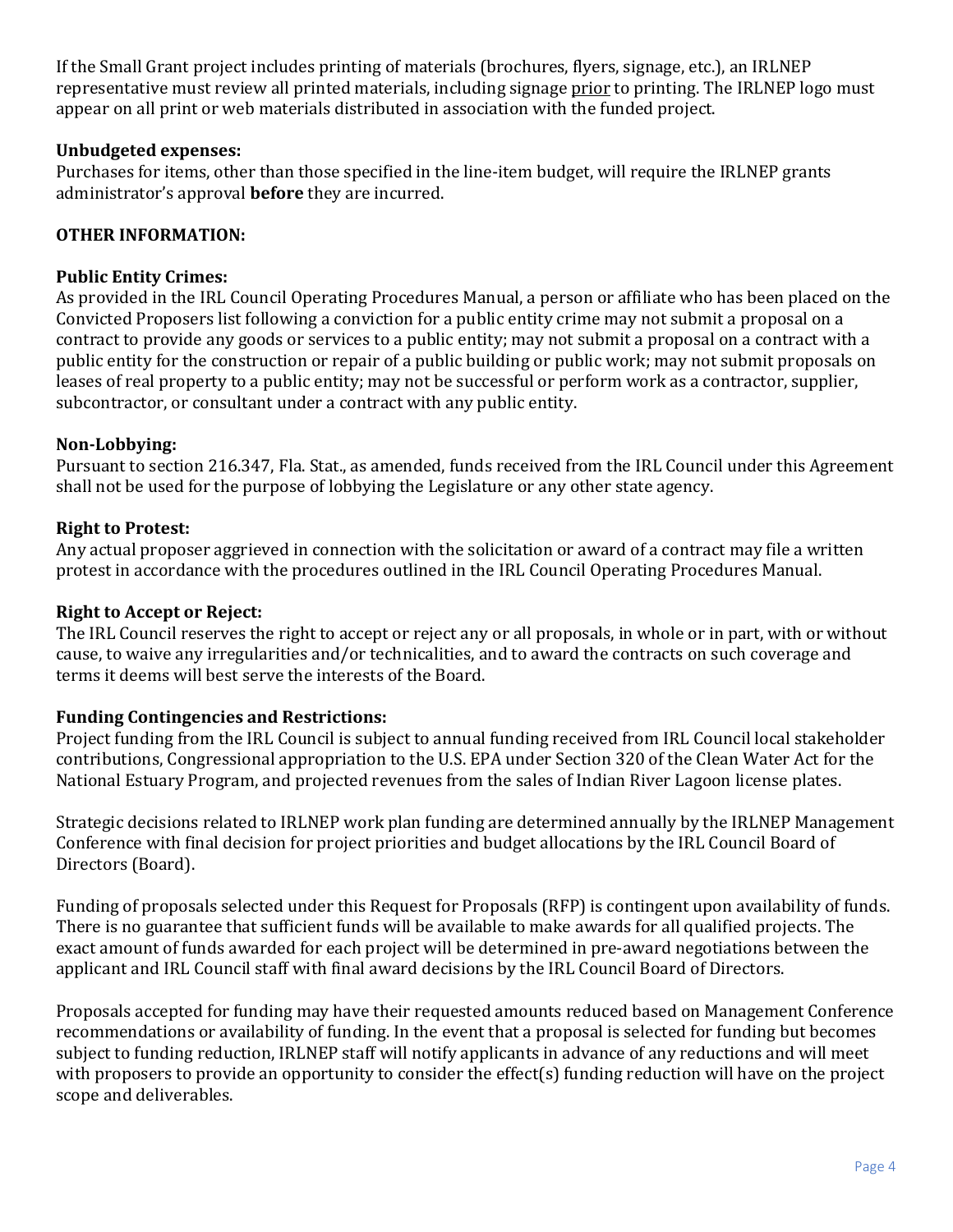If the Small Grant project includes printing of materials (brochures, flyers, signage, etc.), an IRLNEP representative must review all printed materials, including signage prior to printing. The IRLNEP logo must appear on all print or web materials distributed in association with the funded project.

**Unbudgeted expenses:**
Purchases for items, other than those specified in the line-item budget, will require the IRLNEP grants administrator's approval **before** they are incurred.

**OTHER INFORMATION:**

**Public Entity Crimes:**
As provided in the IRL Council Operating Procedures Manual, a person or affiliate who has been placed on the Convicted Proposers list following a conviction for a public entity crime may not submit a proposal on a contract to provide any goods or services to a public entity; may not submit a proposal on a contract with a public entity for the construction or repair of a public building or public work; may not submit proposals on leases of real property to a public entity; may not be successful or perform work as a contractor, supplier, subcontractor, or consultant under a contract with any public entity.

**Non-Lobbying:**
Pursuant to section 216.347, Fla. Stat., as amended, funds received from the IRL Council under this Agreement shall not be used for the purpose of lobbying the Legislature or any other state agency.

**Right to Protest:**
Any actual proposer aggrieved in connection with the solicitation or award of a contract may file a written protest in accordance with the procedures outlined in the IRL Council Operating Procedures Manual.

**Right to Accept or Reject:**
The IRL Council reserves the right to accept or reject any or all proposals, in whole or in part, with or without cause, to waive any irregularities and/or technicalities, and to award the contracts on such coverage and terms it deems will best serve the interests of the Board.

**Funding Contingencies and Restrictions:**
Project funding from the IRL Council is subject to annual funding received from IRL Council local stakeholder contributions, Congressional appropriation to the U.S. EPA under Section 320 of the Clean Water Act for the National Estuary Program, and projected revenues from the sales of Indian River Lagoon license plates.

Strategic decisions related to IRLNEP work plan funding are determined annually by the IRLNEP Management Conference with final decision for project priorities and budget allocations by the IRL Council Board of Directors (Board).

Funding of proposals selected under this Request for Proposals (RFP) is contingent upon availability of funds. There is no guarantee that sufficient funds will be available to make awards for all qualified projects. The exact amount of funds awarded for each project will be determined in pre-award negotiations between the applicant and IRL Council staff with final award decisions by the IRL Council Board of Directors.

Proposals accepted for funding may have their requested amounts reduced based on Management Conference recommendations or availability of funding. In the event that a proposal is selected for funding but becomes subject to funding reduction, IRLNEP staff will notify applicants in advance of any reductions and will meet with proposers to provide an opportunity to consider the effect(s) funding reduction will have on the project scope and deliverables.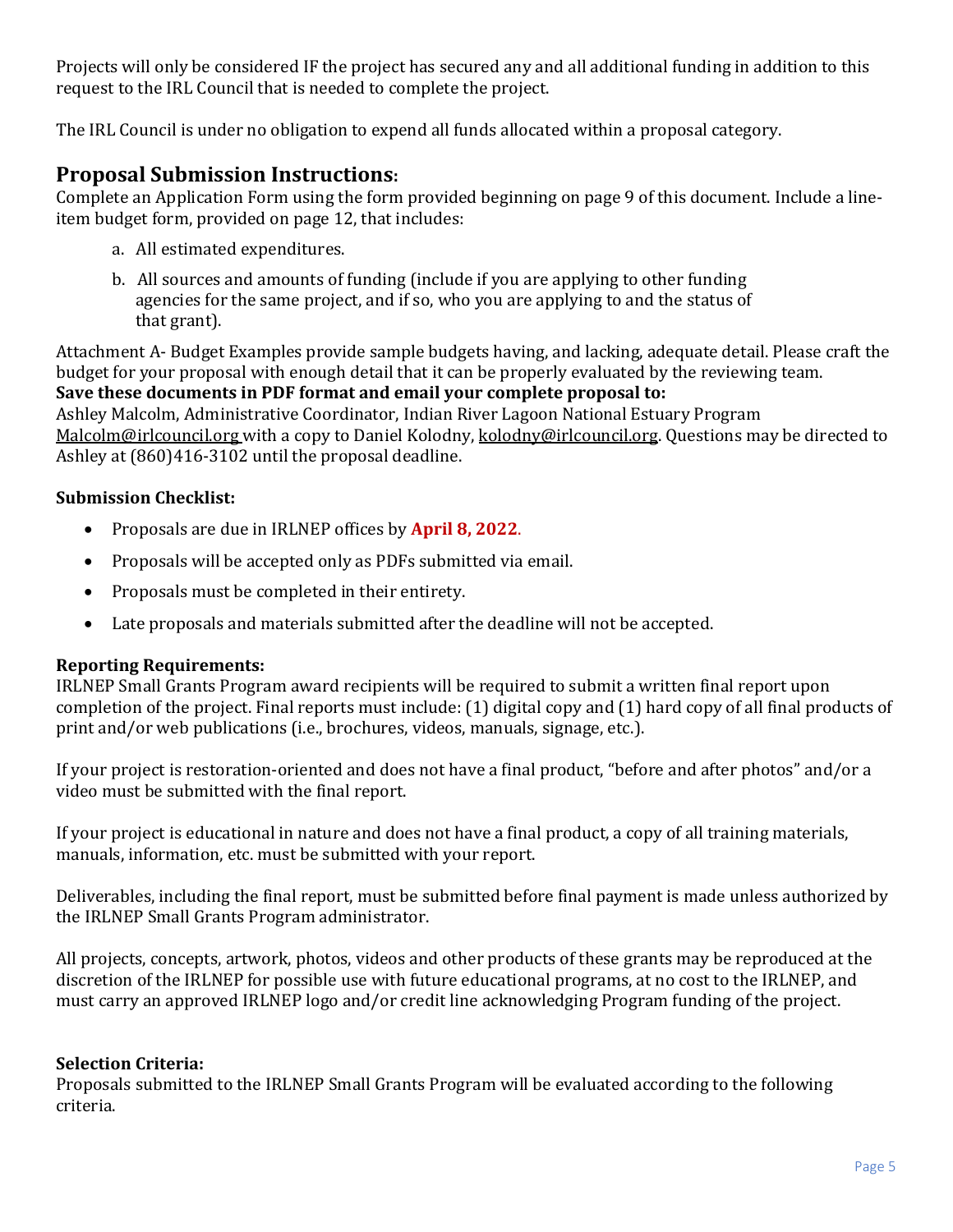Projects will only be considered IF the project has secured any and all additional funding in addition to this request to the IRL Council that is needed to complete the project.

The IRL Council is under no obligation to expend all funds allocated within a proposal category.

## Proposal Submission Instructions:

Complete an Application Form using the form provided beginning on page 9 of this document. Include a line-item budget form, provided on page 12, that includes:

a. All estimated expenditures.
b. All sources and amounts of funding (include if you are applying to other funding agencies for the same project, and if so, who you are applying to and the status of that grant).

Attachment A- Budget Examples provide sample budgets having, and lacking, adequate detail. Please craft the budget for your proposal with enough detail that it can be properly evaluated by the reviewing team.

**Save these documents in PDF format and email your complete proposal to:**

Ashley Malcolm, Administrative Coordinator, Indian River Lagoon National Estuary Program Malcolm@irlcouncil.org with a copy to Daniel Kolodny, kolodny@irlcouncil.org. Questions may be directed to Ashley at (860)416-3102 until the proposal deadline.

**Submission Checklist:**

- Proposals are due in IRLNEP offices by **April 8, 2022**.
- Proposals will be accepted only as PDFs submitted via email.
- Proposals must be completed in their entirety.
- Late proposals and materials submitted after the deadline will not be accepted.

**Reporting Requirements:**

IRLNEP Small Grants Program award recipients will be required to submit a written final report upon completion of the project. Final reports must include: (1) digital copy and (1) hard copy of all final products of print and/or web publications (i.e., brochures, videos, manuals, signage, etc.).

If your project is restoration-oriented and does not have a final product, "before and after photos" and/or a video must be submitted with the final report.

If your project is educational in nature and does not have a final product, a copy of all training materials, manuals, information, etc. must be submitted with your report.

Deliverables, including the final report, must be submitted before final payment is made unless authorized by the IRLNEP Small Grants Program administrator.

All projects, concepts, artwork, photos, videos and other products of these grants may be reproduced at the discretion of the IRLNEP for possible use with future educational programs, at no cost to the IRLNEP, and must carry an approved IRLNEP logo and/or credit line acknowledging Program funding of the project.

**Selection Criteria:**

Proposals submitted to the IRLNEP Small Grants Program will be evaluated according to the following criteria.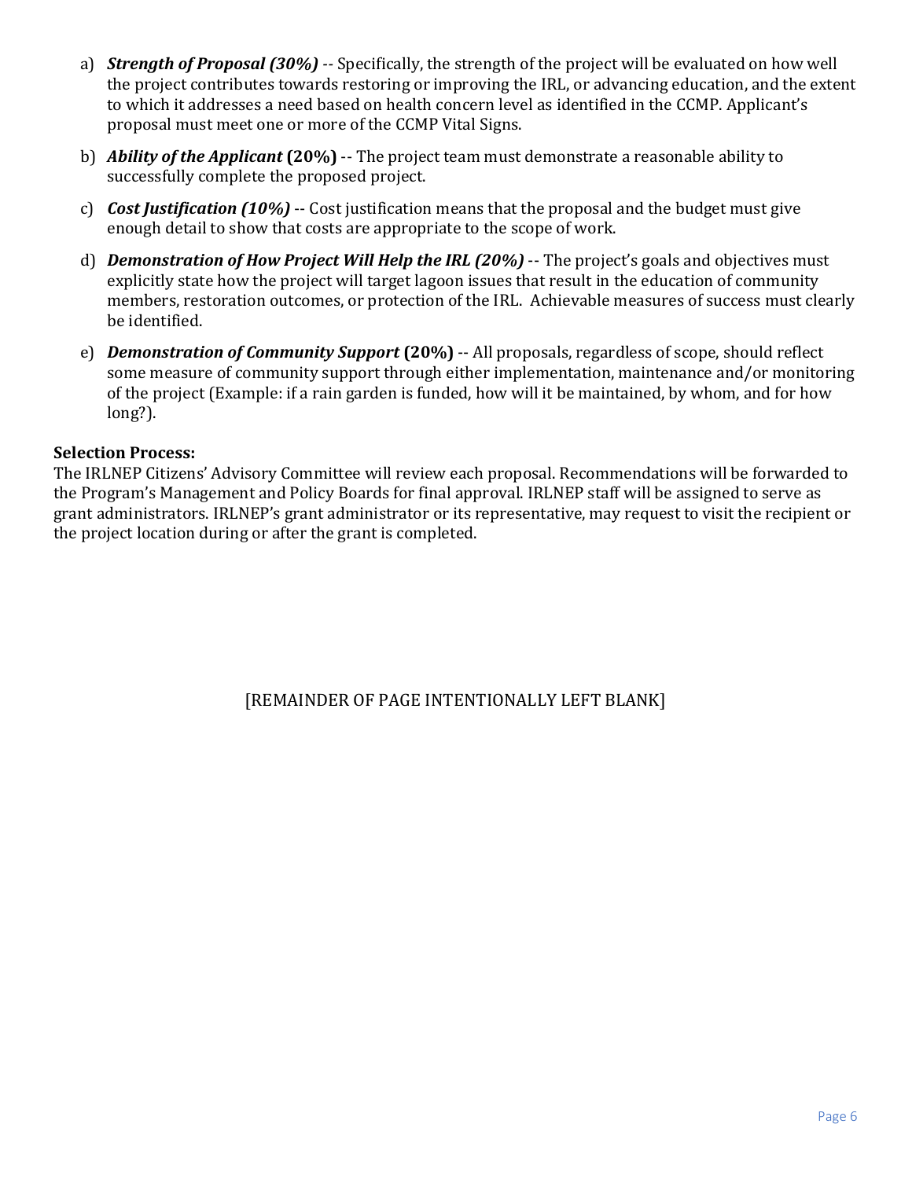a) ***Strength of Proposal (30%)*** -- Specifically, the strength of the project will be evaluated on how well the project contributes towards restoring or improving the IRL, or advancing education, and the extent to which it addresses a need based on health concern level as identified in the CCMP. Applicant's proposal must meet one or more of the CCMP Vital Signs.

b) ***Ability of the Applicant* (20%)** -- The project team must demonstrate a reasonable ability to successfully complete the proposed project.

c) ***Cost Justification (10%)*** -- Cost justification means that the proposal and the budget must give enough detail to show that costs are appropriate to the scope of work.

d) ***Demonstration of How Project Will Help the IRL (20%)*** -- The project's goals and objectives must explicitly state how the project will target lagoon issues that result in the education of community members, restoration outcomes, or protection of the IRL. Achievable measures of success must clearly be identified.

e) ***Demonstration of Community Support* (20%)** -- All proposals, regardless of scope, should reflect some measure of community support through either implementation, maintenance and/or monitoring of the project (Example: if a rain garden is funded, how will it be maintained, by whom, and for how long?).

**Selection Process:**
The IRLNEP Citizens' Advisory Committee will review each proposal. Recommendations will be forwarded to the Program's Management and Policy Boards for final approval. IRLNEP staff will be assigned to serve as grant administrators. IRLNEP's grant administrator or its representative, may request to visit the recipient or the project location during or after the grant is completed.

[REMAINDER OF PAGE INTENTIONALLY LEFT BLANK]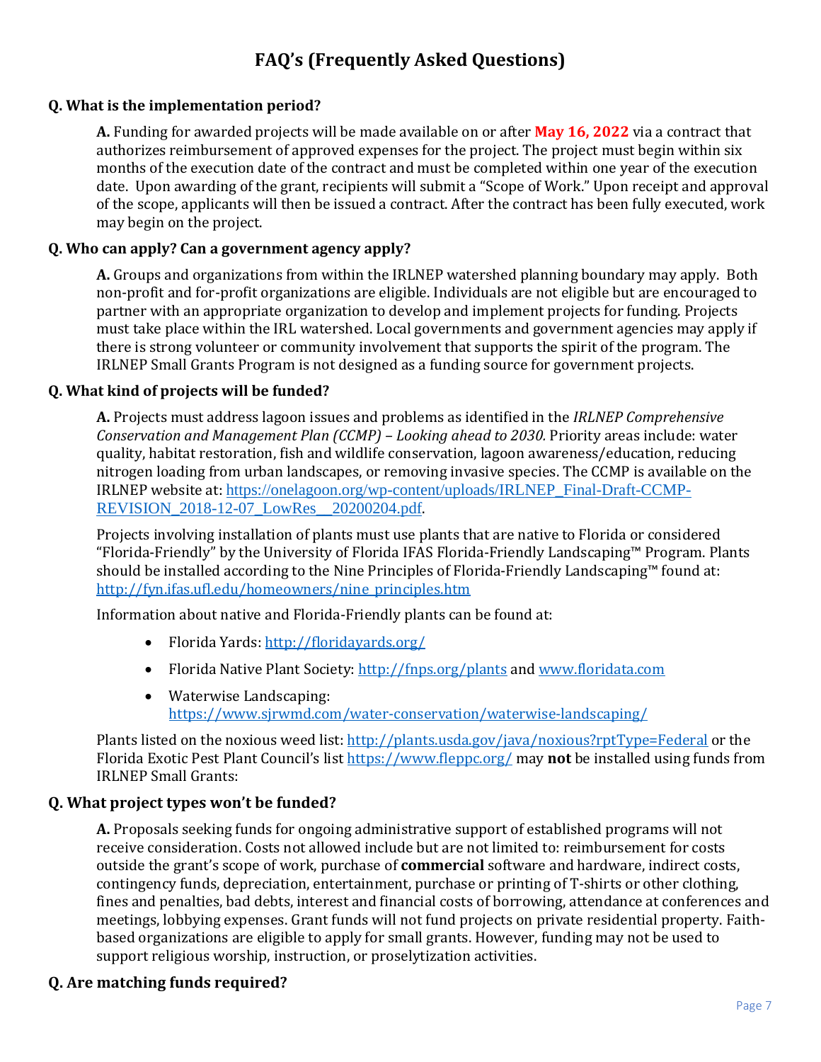# FAQ's (Frequently Asked Questions)

**Q. What is the implementation period?**

**A.** Funding for awarded projects will be made available on or after **May 16, 2022** via a contract that authorizes reimbursement of approved expenses for the project. The project must begin within six months of the execution date of the contract and must be completed within one year of the execution date. Upon awarding of the grant, recipients will submit a "Scope of Work." Upon receipt and approval of the scope, applicants will then be issued a contract. After the contract has been fully executed, work may begin on the project.

**Q. Who can apply? Can a government agency apply?**

**A.** Groups and organizations from within the IRLNEP watershed planning boundary may apply. Both non-profit and for-profit organizations are eligible. Individuals are not eligible but are encouraged to partner with an appropriate organization to develop and implement projects for funding. Projects must take place within the IRL watershed. Local governments and government agencies may apply if there is strong volunteer or community involvement that supports the spirit of the program. The IRLNEP Small Grants Program is not designed as a funding source for government projects.

**Q. What kind of projects will be funded?**

**A.** Projects must address lagoon issues and problems as identified in the *IRLNEP Comprehensive Conservation and Management Plan (CCMP) – Looking ahead to 2030.* Priority areas include: water quality, habitat restoration, fish and wildlife conservation, lagoon awareness/education, reducing nitrogen loading from urban landscapes, or removing invasive species. The CCMP is available on the IRLNEP website at: https://onelagoon.org/wp-content/uploads/IRLNEP_Final-Draft-CCMP-REVISION_2018-12-07_LowRes__20200204.pdf.

Projects involving installation of plants must use plants that are native to Florida or considered "Florida-Friendly" by the University of Florida IFAS Florida-Friendly Landscaping™ Program. Plants should be installed according to the Nine Principles of Florida-Friendly Landscaping™ found at: http://fyn.ifas.ufl.edu/homeowners/nine_principles.htm

Information about native and Florida-Friendly plants can be found at:

- Florida Yards: http://floridayards.org/
- Florida Native Plant Society: http://fnps.org/plants and www.floridata.com
- Waterwise Landscaping: https://www.sjrwmd.com/water-conservation/waterwise-landscaping/

Plants listed on the noxious weed list: http://plants.usda.gov/java/noxious?rptType=Federal or the Florida Exotic Pest Plant Council's list https://www.fleppc.org/ may **not** be installed using funds from IRLNEP Small Grants:

**Q. What project types won't be funded?**

**A.** Proposals seeking funds for ongoing administrative support of established programs will not receive consideration. Costs not allowed include but are not limited to: reimbursement for costs outside the grant's scope of work, purchase of **commercial** software and hardware, indirect costs, contingency funds, depreciation, entertainment, purchase or printing of T-shirts or other clothing, fines and penalties, bad debts, interest and financial costs of borrowing, attendance at conferences and meetings, lobbying expenses. Grant funds will not fund projects on private residential property. Faith-based organizations are eligible to apply for small grants. However, funding may not be used to support religious worship, instruction, or proselytization activities.

**Q. Are matching funds required?**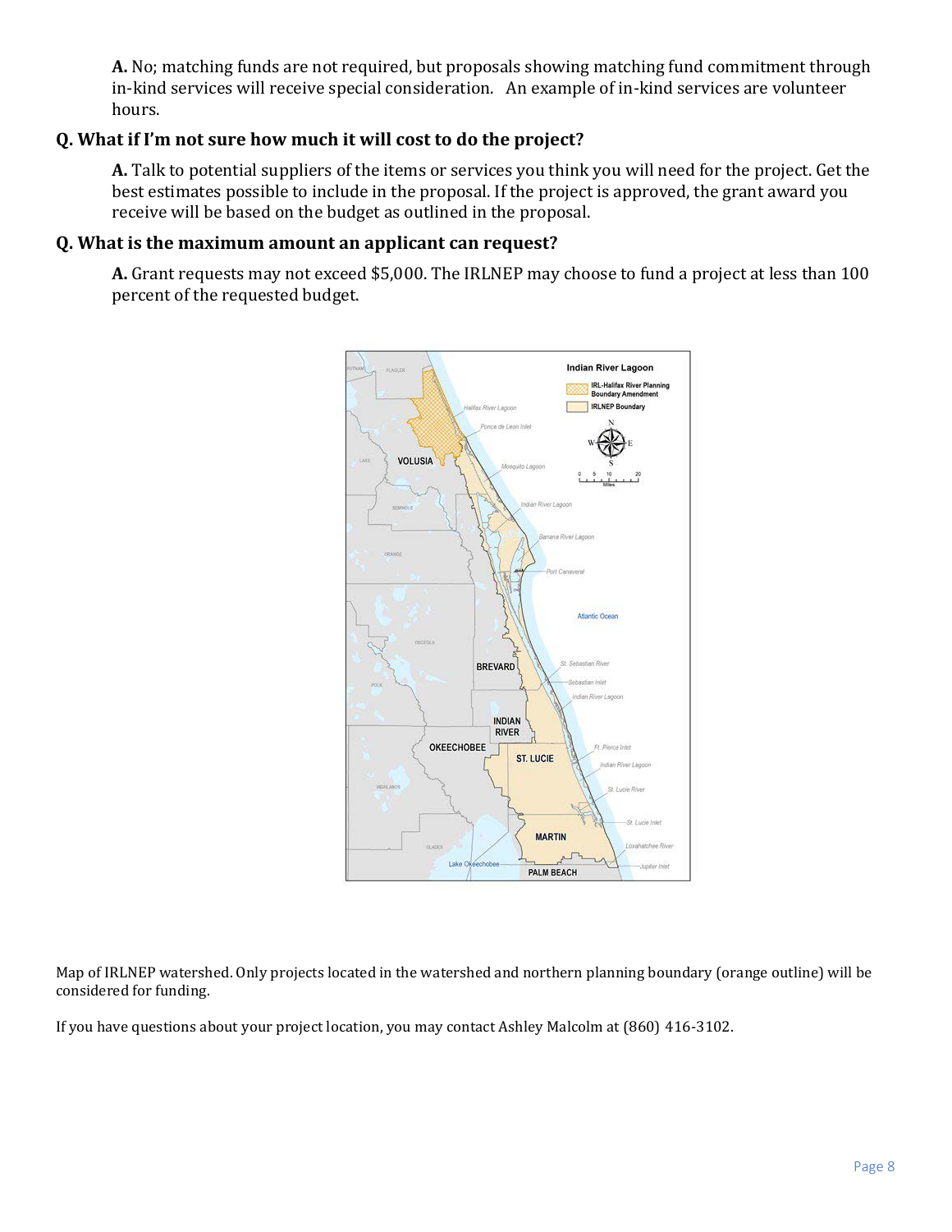**A.** No; matching funds are not required, but proposals showing matching fund commitment through in-kind services will receive special consideration. An example of in-kind services are volunteer hours.

### Q. What if I'm not sure how much it will cost to do the project?

**A.** Talk to potential suppliers of the items or services you think you will need for the project. Get the best estimates possible to include in the proposal. If the project is approved, the grant award you receive will be based on the budget as outlined in the proposal.

### Q. What is the maximum amount an applicant can request?

**A.** Grant requests may not exceed $5,000. The IRLNEP may choose to fund a project at less than 100 percent of the requested budget.

Map of IRLNEP watershed. Only projects located in the watershed and northern planning boundary (orange outline) will be considered for funding.

If you have questions about your project location, you may contact Ashley Malcolm at (860) 416-3102.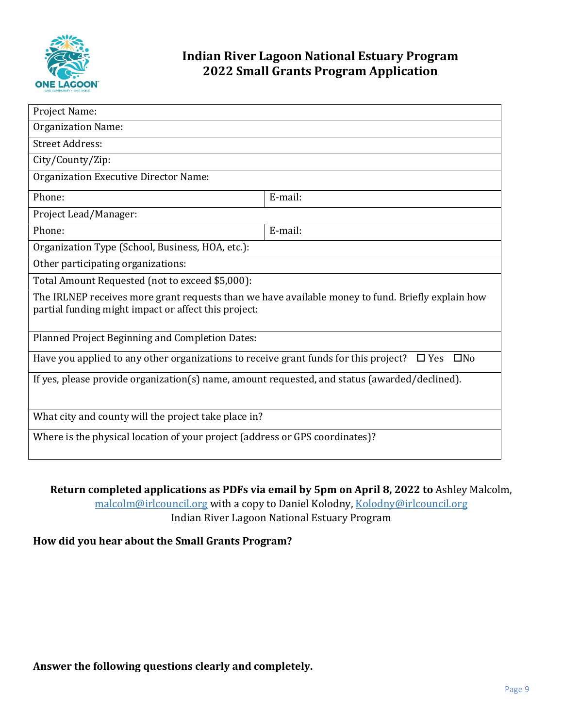# Indian River Lagoon National Estuary Program
# 2022 Small Grants Program Application

| Project Name: | |
|---|---|
| Organization Name: | |
| Street Address: | |
| City/County/Zip: | |
| Organization Executive Director Name: | |
| Phone: | E-mail: |
| Project Lead/Manager: | |
| Phone: | E-mail: |
| Organization Type (School, Business, HOA, etc.): | |
| Other participating organizations: | |
| Total Amount Requested (not to exceed $5,000): | |
| The IRLNEP receives more grant requests than we have available money to fund. Briefly explain how partial funding might impact or affect this project: | |
| Planned Project Beginning and Completion Dates: | |
| Have you applied to any other organizations to receive grant funds for this project? ☐ Yes ☐No | |
| If yes, please provide organization(s) name, amount requested, and status (awarded/declined). | |
| What city and county will the project take place in? | |
| Where is the physical location of your project (address or GPS coordinates)? | |

**Return completed applications as PDFs via email by 5pm on April 8, 2022 to** Ashley Malcolm, malcolm@irlcouncil.org with a copy to Daniel Kolodny, Kolodny@irlcouncil.org
Indian River Lagoon National Estuary Program

**How did you hear about the Small Grants Program?**

**Answer the following questions clearly and completely.**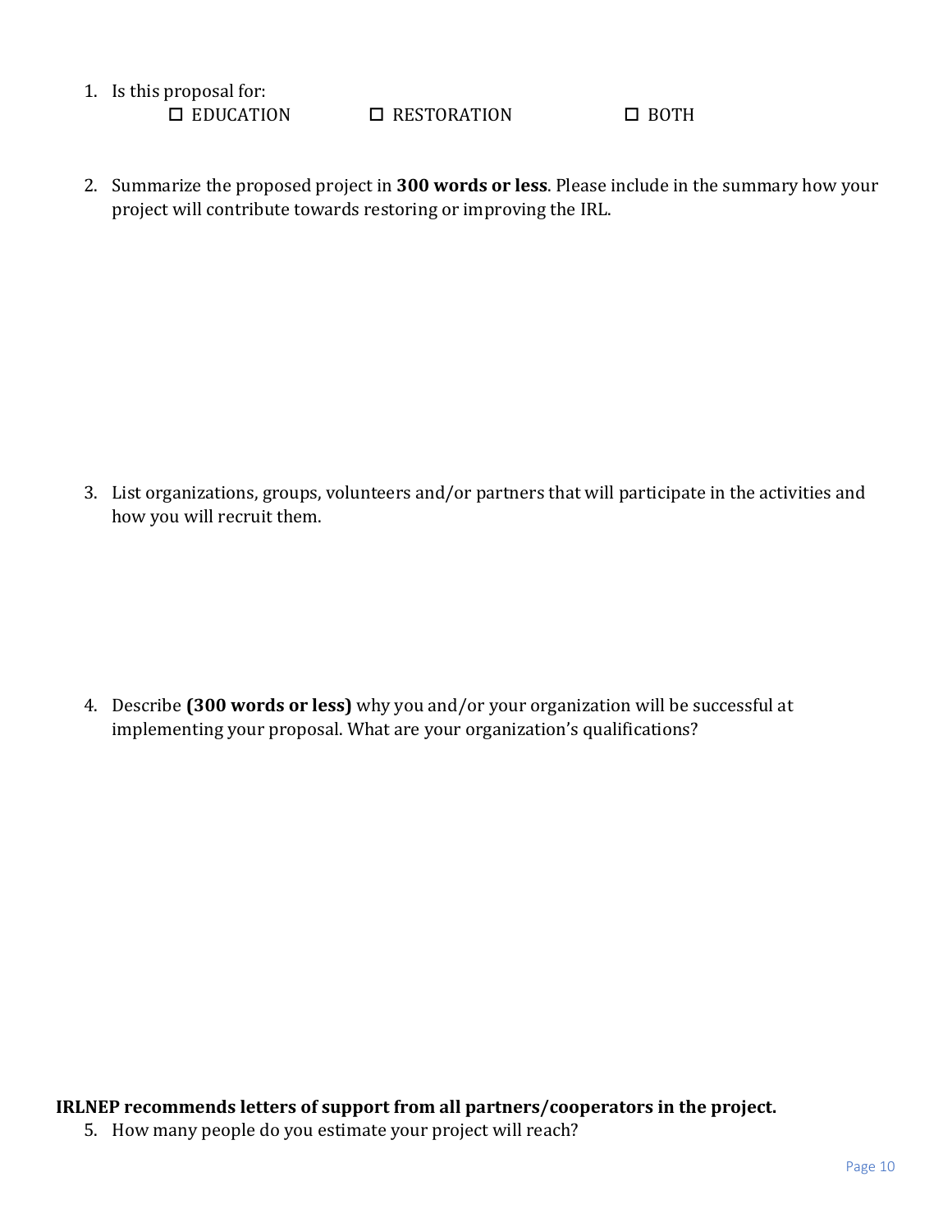1. Is this proposal for:

   ☐ EDUCATION ☐ RESTORATION ☐ BOTH

2. Summarize the proposed project in **300 words or less**. Please include in the summary how your project will contribute towards restoring or improving the IRL.

3. List organizations, groups, volunteers and/or partners that will participate in the activities and how you will recruit them.

4. Describe **(300 words or less)** why you and/or your organization will be successful at implementing your proposal. What are your organization's qualifications?

**IRLNEP recommends letters of support from all partners/cooperators in the project.**

5. How many people do you estimate your project will reach?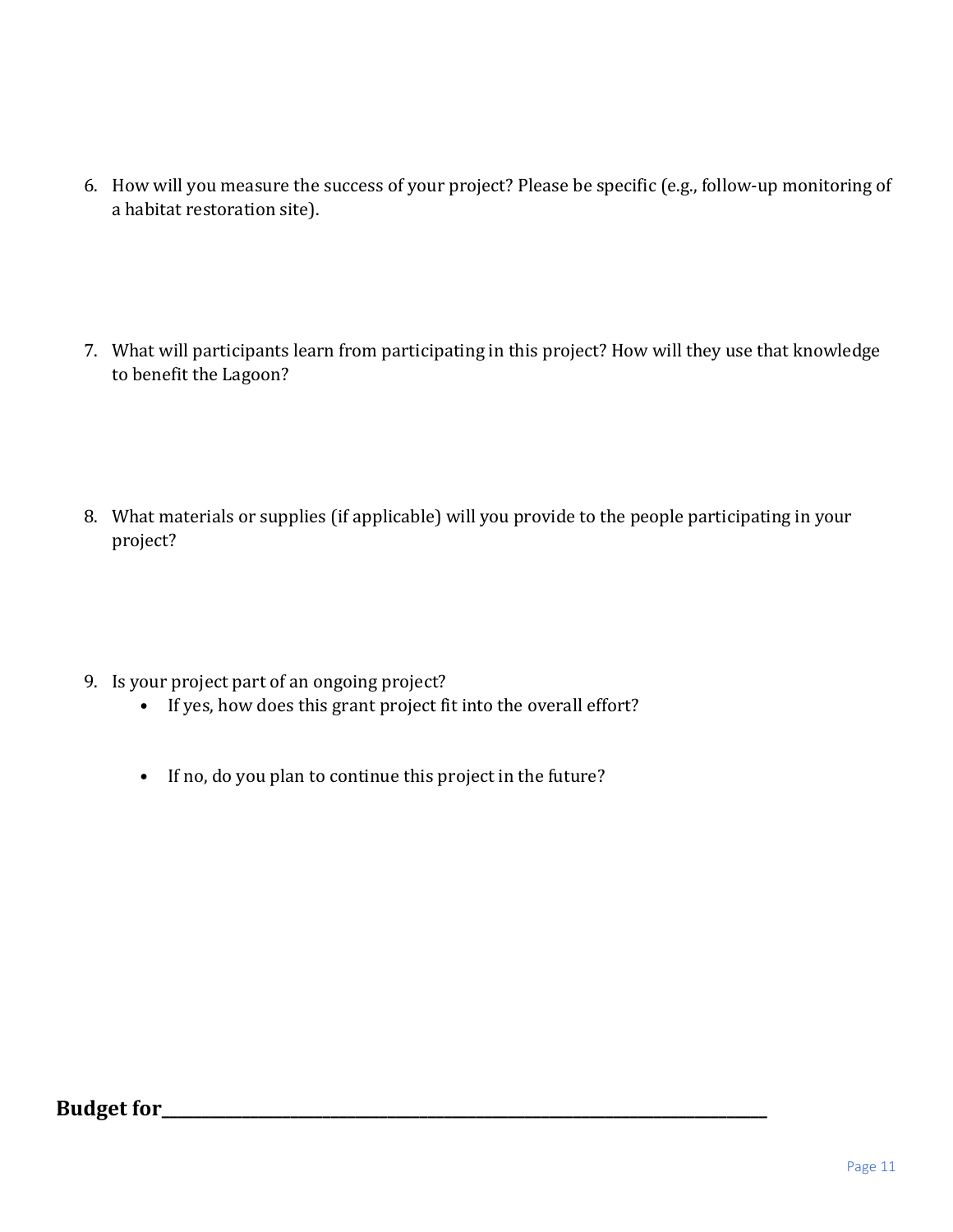6. How will you measure the success of your project? Please be specific (e.g., follow-up monitoring of a habitat restoration site).

7. What will participants learn from participating in this project? How will they use that knowledge to benefit the Lagoon?

8. What materials or supplies (if applicable) will you provide to the people participating in your project?

9. Is your project part of an ongoing project?
   - If yes, how does this grant project fit into the overall effort?
   - If no, do you plan to continue this project in the future?

**Budget for_______________________________________________________________________**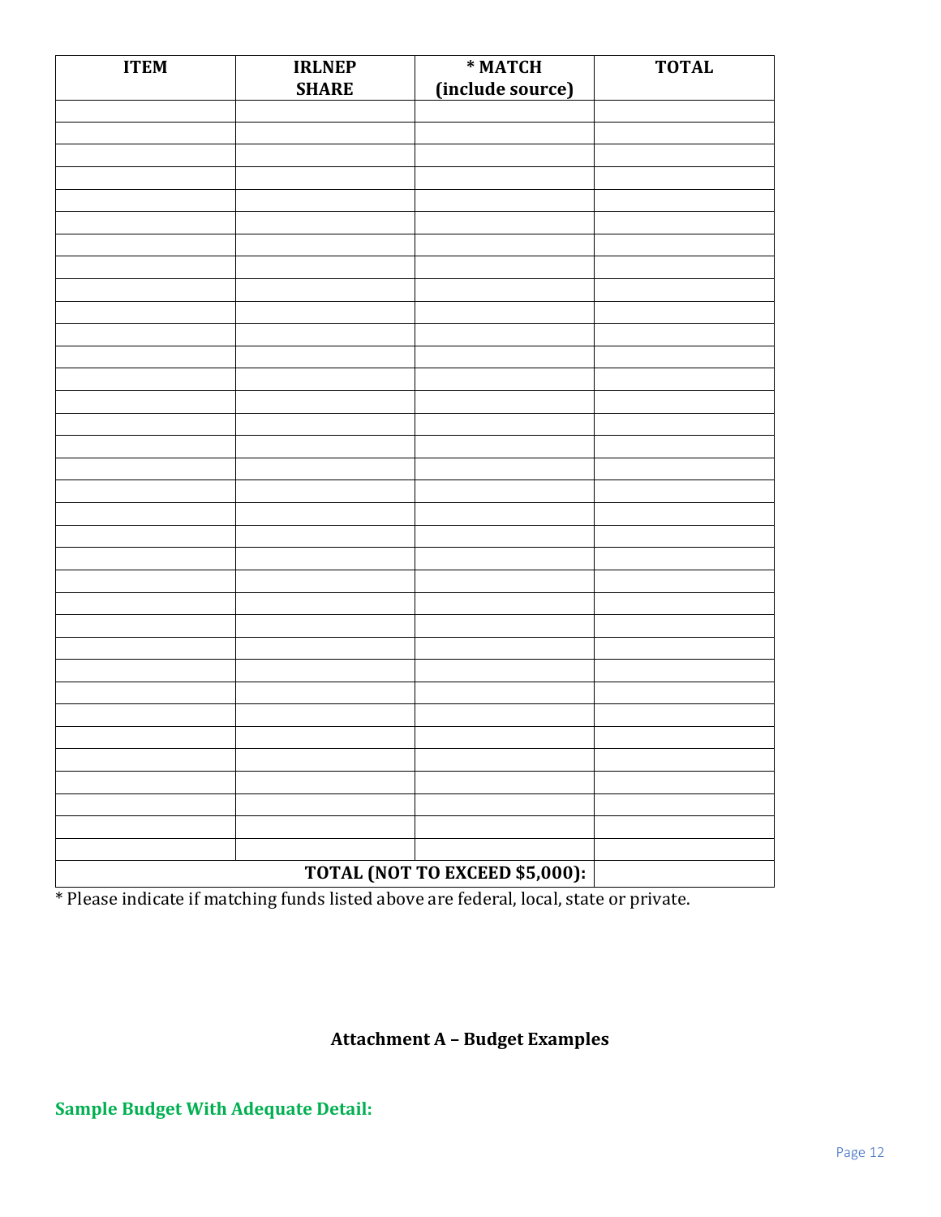| ITEM | IRLNEP SHARE | * MATCH (include source) | TOTAL |
|---|---|---|---|
| | | | |
| | | | |
| | | | |
| | | | |
| | | | |
| | | | |
| | | | |
| | | | |
| | | | |
| | | | |
| | | | |
| | | | |
| | | | |
| | | | |
| | | | |
| | | | |
| | | | |
| | | | |
| | | | |
| | | | |
| | | | |
| | | | |
| | | | |
| | | | |
| | | | |
| | | | |
| | | | |
| | | | |
| | | | |
| | | | |
| | | | |
| | | | |
| | | | |
| | | | |
| | | TOTAL (NOT TO EXCEED $5,000): | |

* Please indicate if matching funds listed above are federal, local, state or private.

## Attachment A – Budget Examples

**Sample Budget With Adequate Detail:**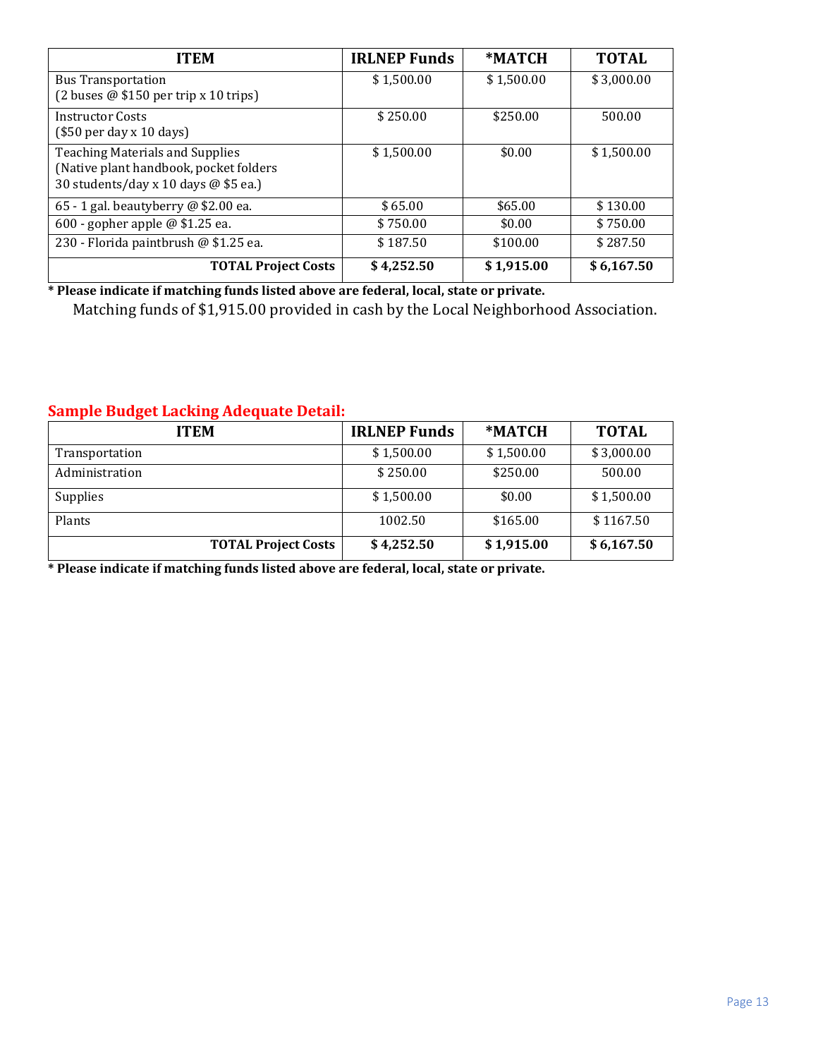| ITEM | IRLNEP Funds | *MATCH | TOTAL |
|---|---|---|---|
| Bus Transportation<br>(2 buses @ $150 per trip x 10 trips) | $ 1,500.00 | $ 1,500.00 | $ 3,000.00 |
| Instructor Costs<br>($50 per day x 10 days) | $ 250.00 | $250.00 | 500.00 |
| Teaching Materials and Supplies<br>(Native plant handbook, pocket folders<br>30 students/day x 10 days @ $5 ea.) | $ 1,500.00 | $0.00 | $ 1,500.00 |
| 65 - 1 gal. beautyberry @ $2.00 ea. | $ 65.00 | $65.00 | $ 130.00 |
| 600 - gopher apple @ $1.25 ea. | $ 750.00 | $0.00 | $ 750.00 |
| 230 - Florida paintbrush @ $1.25 ea. | $ 187.50 | $100.00 | $ 287.50 |
| **TOTAL Project Costs** | **$ 4,252.50** | **$ 1,915.00** | **$ 6,167.50** |

**\* Please indicate if matching funds listed above are federal, local, state or private.**

Matching funds of $1,915.00 provided in cash by the Local Neighborhood Association.

## Sample Budget Lacking Adequate Detail:

| ITEM | IRLNEP Funds | *MATCH | TOTAL |
|---|---|---|---|
| Transportation | $ 1,500.00 | $ 1,500.00 | $ 3,000.00 |
| Administration | $ 250.00 | $250.00 | 500.00 |
| Supplies | $ 1,500.00 | $0.00 | $ 1,500.00 |
| Plants | 1002.50 | $165.00 | $ 1167.50 |
| **TOTAL Project Costs** | **$ 4,252.50** | **$ 1,915.00** | **$ 6,167.50** |

**\* Please indicate if matching funds listed above are federal, local, state or private.**